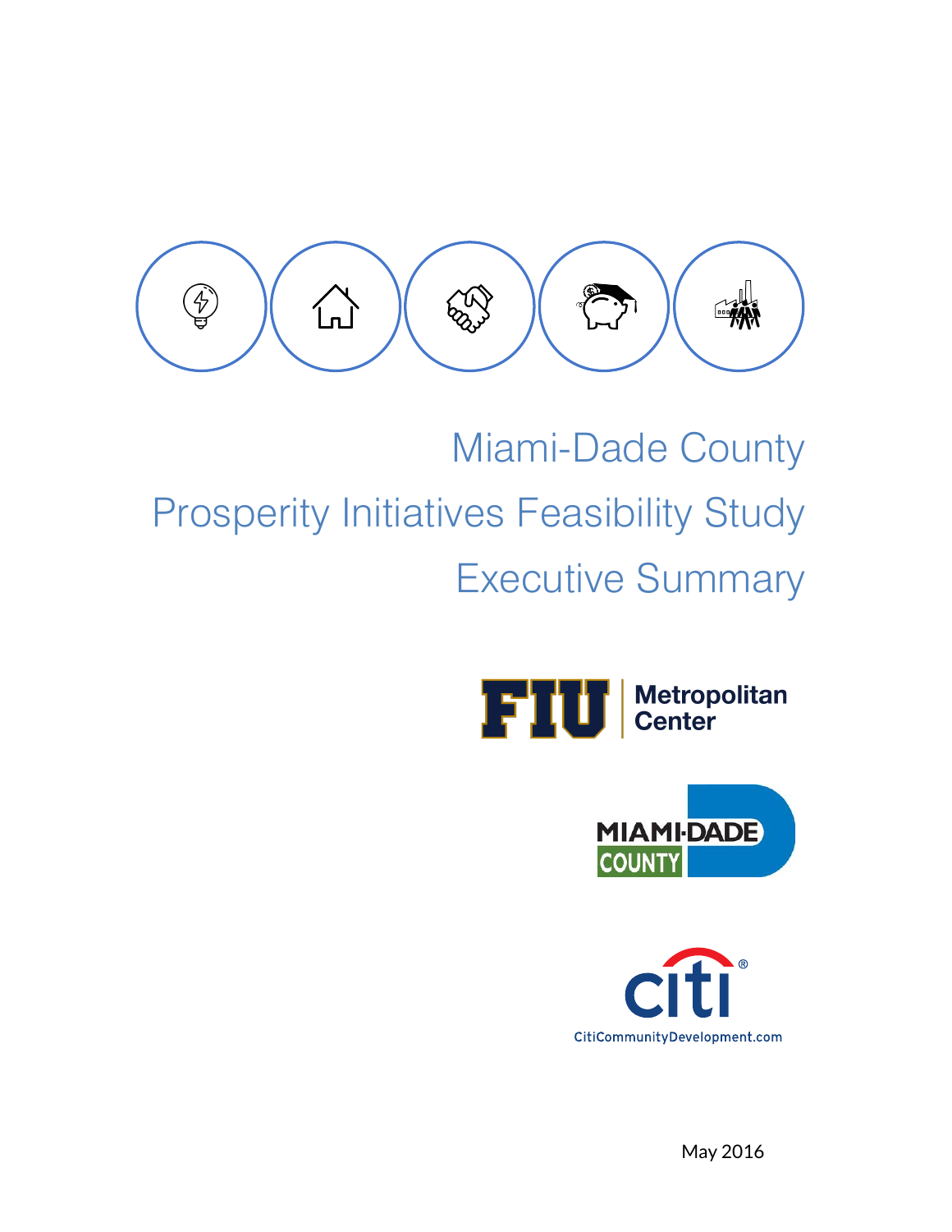# Miami-Dade County

# Prosperity Initiatives Feasibility Study

# Executive Summary

FIU | Metropolitan Center

MIAMI-DADE COUNTY

citi

CitiCommunityDevelopment.com

May 2016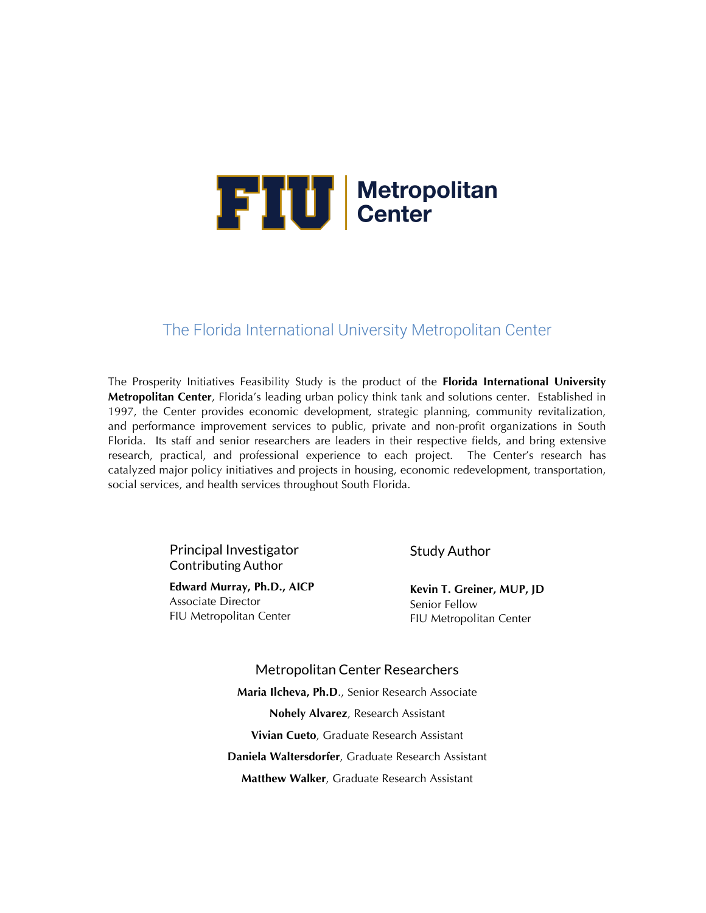FIU | Metropolitan Center

## The Florida International University Metropolitan Center

The Prosperity Initiatives Feasibility Study is the product of the **Florida International University Metropolitan Center**, Florida's leading urban policy think tank and solutions center. Established in 1997, the Center provides economic development, strategic planning, community revitalization, and performance improvement services to public, private and non-profit organizations in South Florida. Its staff and senior researchers are leaders in their respective fields, and bring extensive research, practical, and professional experience to each project. The Center's research has catalyzed major policy initiatives and projects in housing, economic redevelopment, transportation, social services, and health services throughout South Florida.

### Principal Investigator
Contributing Author

**Edward Murray, Ph.D., AICP**
Associate Director
FIU Metropolitan Center

### Study Author

**Kevin T. Greiner, MUP, JD**
Senior Fellow
FIU Metropolitan Center

### Metropolitan Center Researchers

**Maria Ilcheva, Ph.D.**, Senior Research Associate

**Nohely Alvarez**, Research Assistant

**Vivian Cueto**, Graduate Research Assistant

**Daniela Waltersdorfer**, Graduate Research Assistant

**Matthew Walker**, Graduate Research Assistant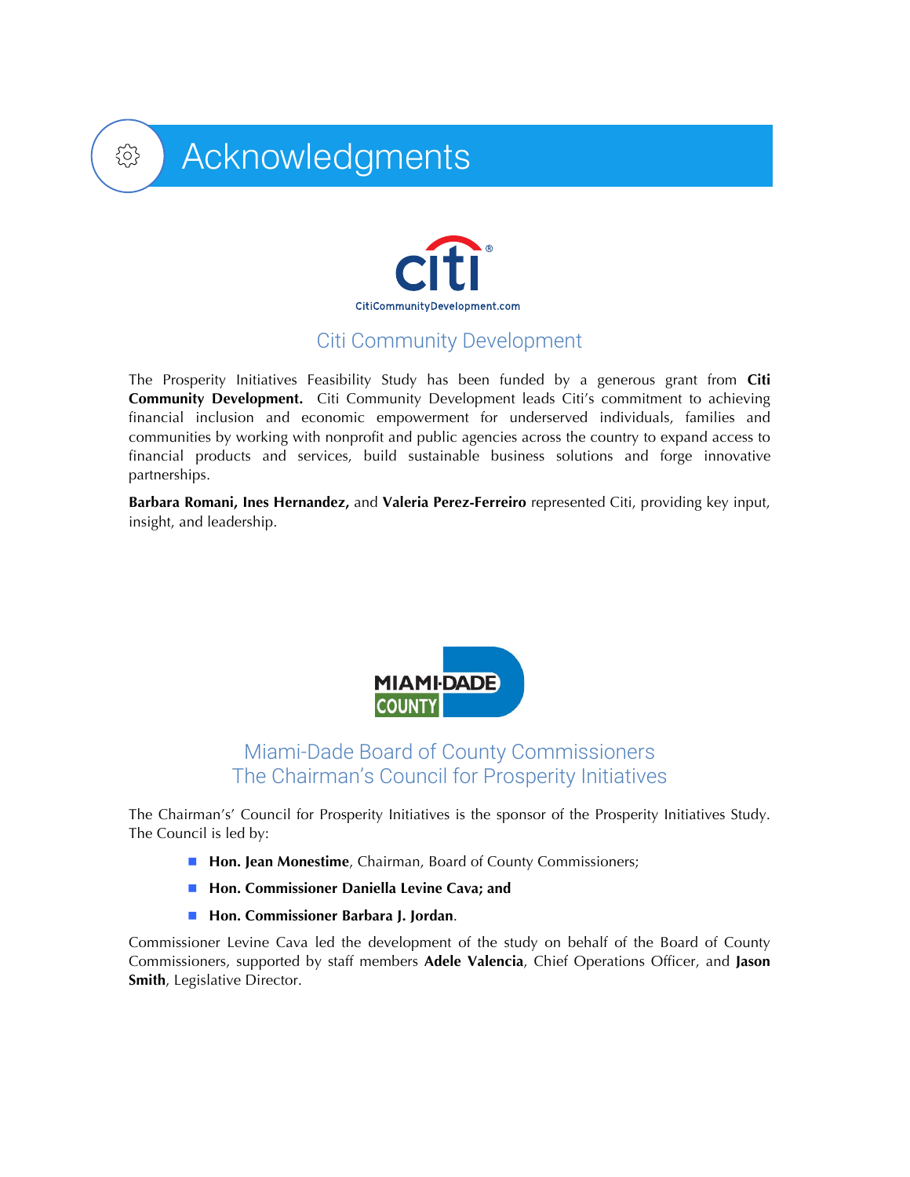# Acknowledgments

CitiCommunityDevelopment.com

## Citi Community Development

The Prosperity Initiatives Feasibility Study has been funded by a generous grant from **Citi Community Development.** Citi Community Development leads Citi's commitment to achieving financial inclusion and economic empowerment for underserved individuals, families and communities by working with nonprofit and public agencies across the country to expand access to financial products and services, build sustainable business solutions and forge innovative partnerships.

**Barbara Romani, Ines Hernandez,** and **Valeria Perez-Ferreiro** represented Citi, providing key input, insight, and leadership.

## Miami-Dade Board of County Commissioners
## The Chairman's Council for Prosperity Initiatives

The Chairman's' Council for Prosperity Initiatives is the sponsor of the Prosperity Initiatives Study. The Council is led by:

- **Hon. Jean Monestime**, Chairman, Board of County Commissioners;
- **Hon. Commissioner Daniella Levine Cava; and**
- **Hon. Commissioner Barbara J. Jordan**.

Commissioner Levine Cava led the development of the study on behalf of the Board of County Commissioners, supported by staff members **Adele Valencia**, Chief Operations Officer, and **Jason Smith**, Legislative Director.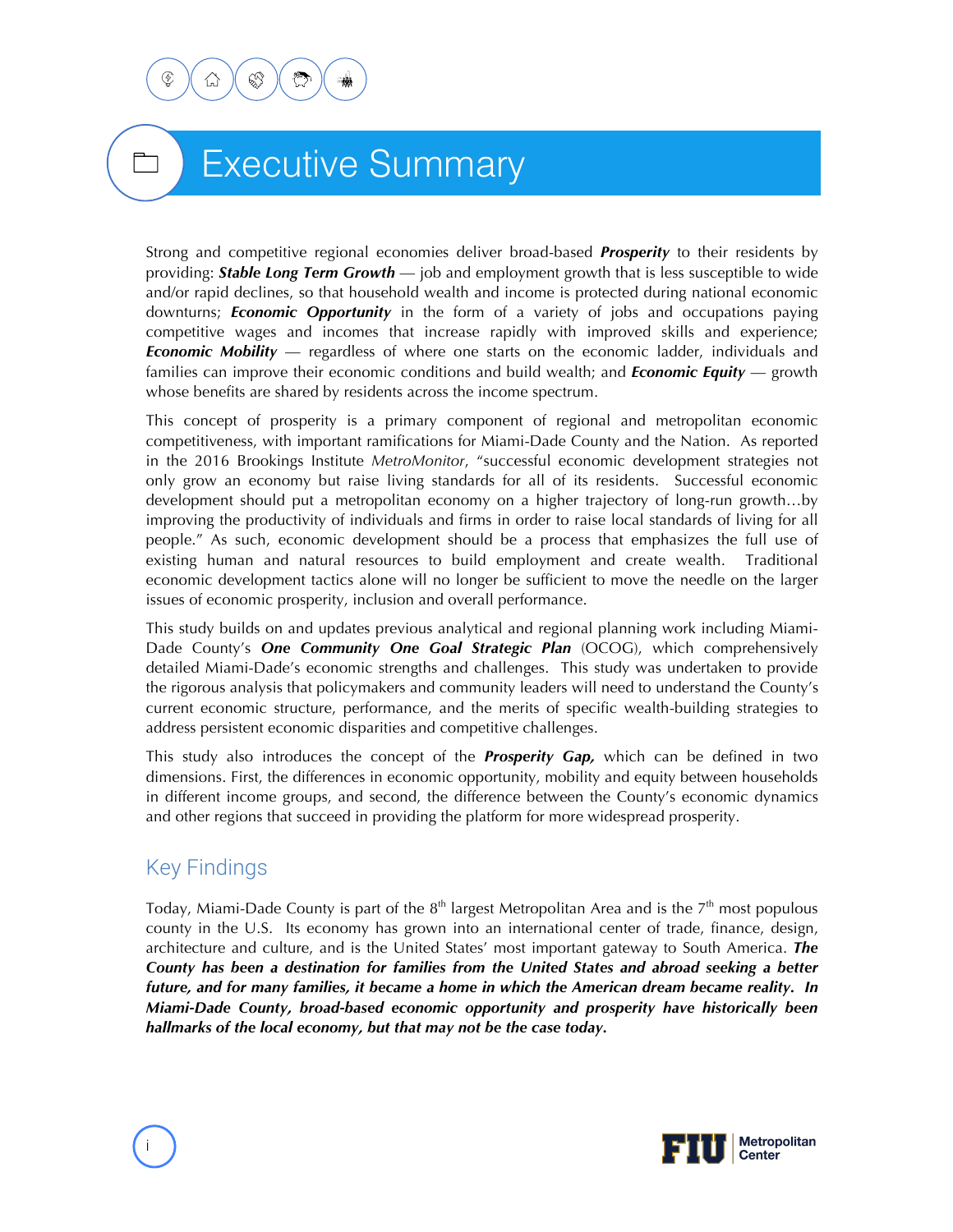# Executive Summary

Strong and competitive regional economies deliver broad-based ***Prosperity*** to their residents by providing: ***Stable Long Term Growth*** — job and employment growth that is less susceptible to wide and/or rapid declines, so that household wealth and income is protected during national economic downturns; ***Economic Opportunity*** in the form of a variety of jobs and occupations paying competitive wages and incomes that increase rapidly with improved skills and experience; ***Economic Mobility*** — regardless of where one starts on the economic ladder, individuals and families can improve their economic conditions and build wealth; and ***Economic Equity*** — growth whose benefits are shared by residents across the income spectrum.

This concept of prosperity is a primary component of regional and metropolitan economic competitiveness, with important ramifications for Miami-Dade County and the Nation. As reported in the 2016 Brookings Institute *MetroMonitor*, "successful economic development strategies not only grow an economy but raise living standards for all of its residents. Successful economic development should put a metropolitan economy on a higher trajectory of long-run growth…by improving the productivity of individuals and firms in order to raise local standards of living for all people." As such, economic development should be a process that emphasizes the full use of existing human and natural resources to build employment and create wealth. Traditional economic development tactics alone will no longer be sufficient to move the needle on the larger issues of economic prosperity, inclusion and overall performance.

This study builds on and updates previous analytical and regional planning work including Miami-Dade County's ***One Community One Goal Strategic Plan*** (OCOG), which comprehensively detailed Miami-Dade's economic strengths and challenges. This study was undertaken to provide the rigorous analysis that policymakers and community leaders will need to understand the County's current economic structure, performance, and the merits of specific wealth-building strategies to address persistent economic disparities and competitive challenges.

This study also introduces the concept of the ***Prosperity Gap,*** which can be defined in two dimensions. First, the differences in economic opportunity, mobility and equity between households in different income groups, and second, the difference between the County's economic dynamics and other regions that succeed in providing the platform for more widespread prosperity.

## Key Findings

Today, Miami-Dade County is part of the 8th largest Metropolitan Area and is the 7th most populous county in the U.S. Its economy has grown into an international center of trade, finance, design, architecture and culture, and is the United States' most important gateway to South America. ***The County has been a destination for families from the United States and abroad seeking a better future, and for many families, it became a home in which the American dream became reality. In Miami-Dade County, broad-based economic opportunity and prosperity have historically been hallmarks of the local economy, but that may not be the case today.***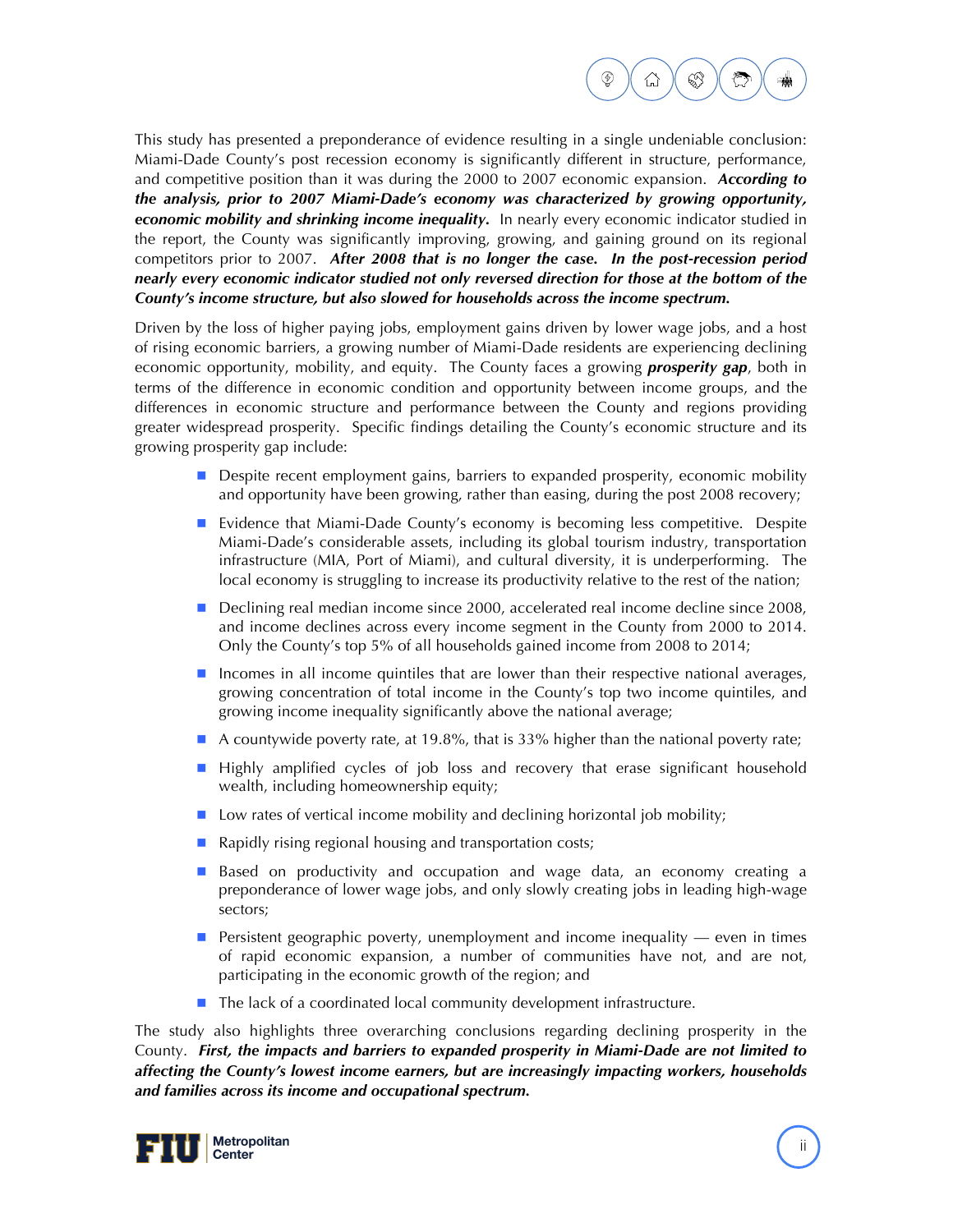This study has presented a preponderance of evidence resulting in a single undeniable conclusion: Miami-Dade County's post recession economy is significantly different in structure, performance, and competitive position than it was during the 2000 to 2007 economic expansion. ***According to the analysis, prior to 2007 Miami-Dade's economy was characterized by growing opportunity, economic mobility and shrinking income inequality.*** In nearly every economic indicator studied in the report, the County was significantly improving, growing, and gaining ground on its regional competitors prior to 2007. ***After 2008 that is no longer the case. In the post-recession period nearly every economic indicator studied not only reversed direction for those at the bottom of the County's income structure, but also slowed for households across the income spectrum.***

Driven by the loss of higher paying jobs, employment gains driven by lower wage jobs, and a host of rising economic barriers, a growing number of Miami-Dade residents are experiencing declining economic opportunity, mobility, and equity. The County faces a growing ***prosperity gap***, both in terms of the difference in economic condition and opportunity between income groups, and the differences in economic structure and performance between the County and regions providing greater widespread prosperity. Specific findings detailing the County's economic structure and its growing prosperity gap include:

- Despite recent employment gains, barriers to expanded prosperity, economic mobility and opportunity have been growing, rather than easing, during the post 2008 recovery;
- Evidence that Miami-Dade County's economy is becoming less competitive. Despite Miami-Dade's considerable assets, including its global tourism industry, transportation infrastructure (MIA, Port of Miami), and cultural diversity, it is underperforming. The local economy is struggling to increase its productivity relative to the rest of the nation;
- Declining real median income since 2000, accelerated real income decline since 2008, and income declines across every income segment in the County from 2000 to 2014. Only the County's top 5% of all households gained income from 2008 to 2014;
- Incomes in all income quintiles that are lower than their respective national averages, growing concentration of total income in the County's top two income quintiles, and growing income inequality significantly above the national average;
- A countywide poverty rate, at 19.8%, that is 33% higher than the national poverty rate;
- Highly amplified cycles of job loss and recovery that erase significant household wealth, including homeownership equity;
- Low rates of vertical income mobility and declining horizontal job mobility;
- Rapidly rising regional housing and transportation costs;
- Based on productivity and occupation and wage data, an economy creating a preponderance of lower wage jobs, and only slowly creating jobs in leading high-wage sectors;
- Persistent geographic poverty, unemployment and income inequality — even in times of rapid economic expansion, a number of communities have not, and are not, participating in the economic growth of the region; and
- The lack of a coordinated local community development infrastructure.

The study also highlights three overarching conclusions regarding declining prosperity in the County. ***First, the impacts and barriers to expanded prosperity in Miami-Dade are not limited to affecting the County's lowest income earners, but are increasingly impacting workers, households and families across its income and occupational spectrum.***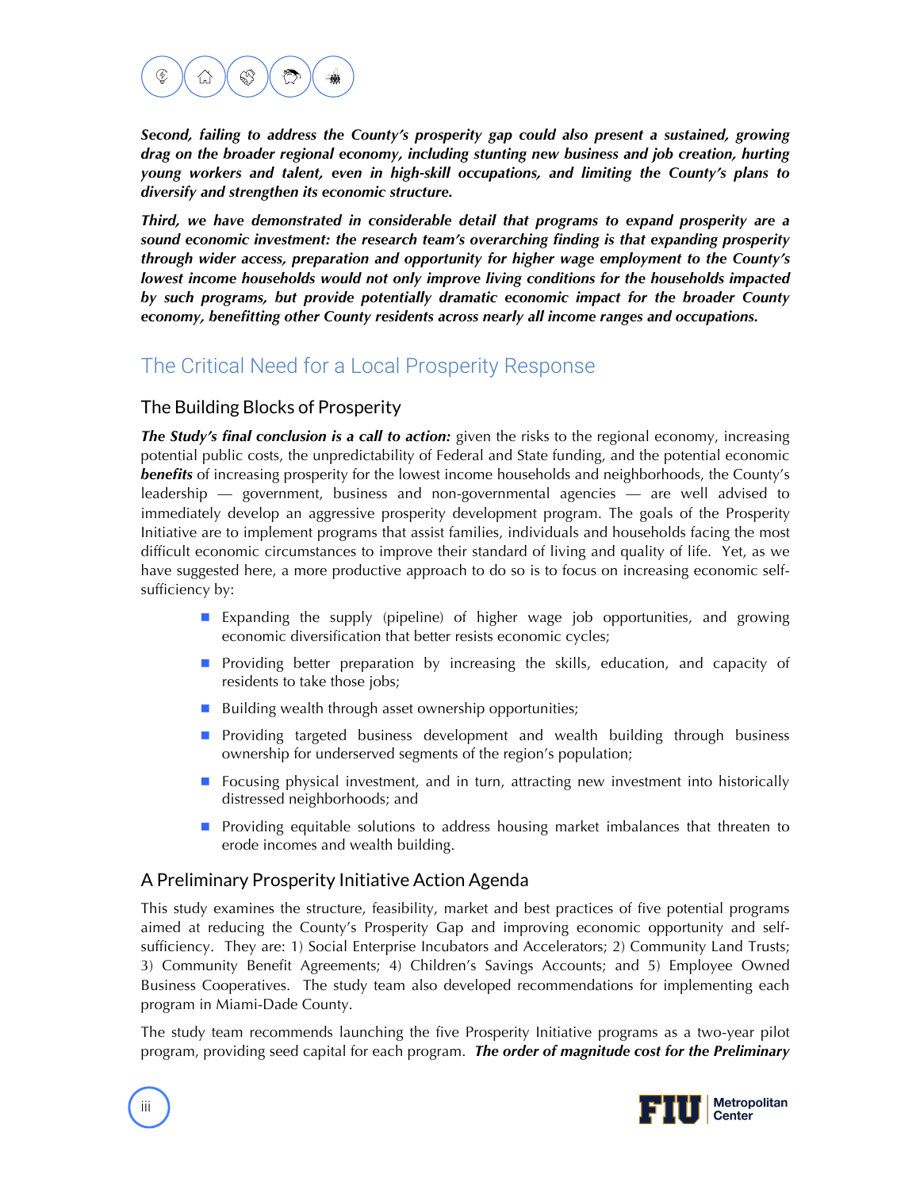***Second, failing to address the County's prosperity gap could also present a sustained, growing drag on the broader regional economy, including stunting new business and job creation, hurting young workers and talent, even in high-skill occupations, and limiting the County's plans to diversify and strengthen its economic structure.***

***Third, we have demonstrated in considerable detail that programs to expand prosperity are a sound economic investment: the research team's overarching finding is that expanding prosperity through wider access, preparation and opportunity for higher wage employment to the County's lowest income households would not only improve living conditions for the households impacted by such programs, but provide potentially dramatic economic impact for the broader County economy, benefitting other County residents across nearly all income ranges and occupations.***

## The Critical Need for a Local Prosperity Response

### The Building Blocks of Prosperity

***The Study's final conclusion is a call to action:*** given the risks to the regional economy, increasing potential public costs, the unpredictability of Federal and State funding, and the potential economic ***benefits*** of increasing prosperity for the lowest income households and neighborhoods, the County's leadership — government, business and non-governmental agencies — are well advised to immediately develop an aggressive prosperity development program. The goals of the Prosperity Initiative are to implement programs that assist families, individuals and households facing the most difficult economic circumstances to improve their standard of living and quality of life. Yet, as we have suggested here, a more productive approach to do so is to focus on increasing economic self-sufficiency by:

- Expanding the supply (pipeline) of higher wage job opportunities, and growing economic diversification that better resists economic cycles;
- Providing better preparation by increasing the skills, education, and capacity of residents to take those jobs;
- Building wealth through asset ownership opportunities;
- Providing targeted business development and wealth building through business ownership for underserved segments of the region's population;
- Focusing physical investment, and in turn, attracting new investment into historically distressed neighborhoods; and
- Providing equitable solutions to address housing market imbalances that threaten to erode incomes and wealth building.

### A Preliminary Prosperity Initiative Action Agenda

This study examines the structure, feasibility, market and best practices of five potential programs aimed at reducing the County's Prosperity Gap and improving economic opportunity and self-sufficiency. They are: 1) Social Enterprise Incubators and Accelerators; 2) Community Land Trusts; 3) Community Benefit Agreements; 4) Children's Savings Accounts; and 5) Employee Owned Business Cooperatives. The study team also developed recommendations for implementing each program in Miami-Dade County.

The study team recommends launching the five Prosperity Initiative programs as a two-year pilot program, providing seed capital for each program. ***The order of magnitude cost for the Preliminary***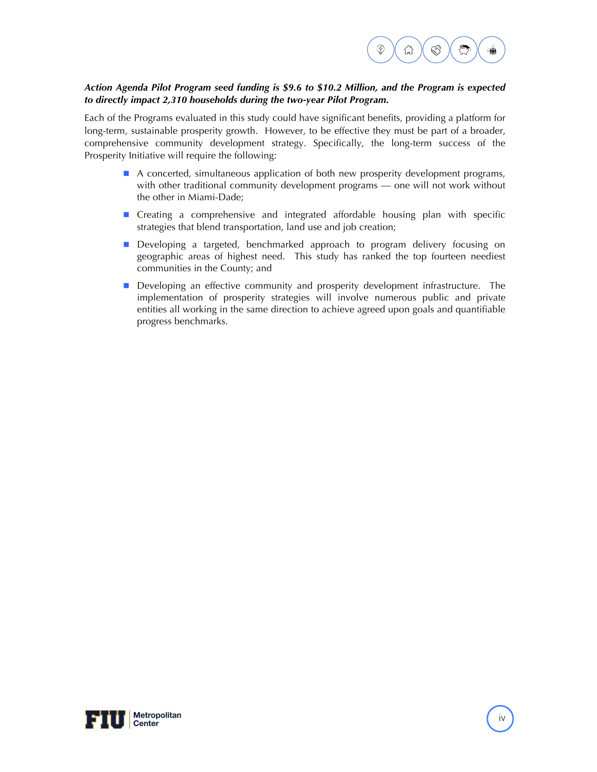***Action Agenda Pilot Program seed funding is $9.6 to $10.2 Million, and the Program is expected to directly impact 2,310 households during the two-year Pilot Program.***

Each of the Programs evaluated in this study could have significant benefits, providing a platform for long-term, sustainable prosperity growth. However, to be effective they must be part of a broader, comprehensive community development strategy. Specifically, the long-term success of the Prosperity Initiative will require the following:

- A concerted, simultaneous application of both new prosperity development programs, with other traditional community development programs — one will not work without the other in Miami-Dade;
- Creating a comprehensive and integrated affordable housing plan with specific strategies that blend transportation, land use and job creation;
- Developing a targeted, benchmarked approach to program delivery focusing on geographic areas of highest need. This study has ranked the top fourteen neediest communities in the County; and
- Developing an effective community and prosperity development infrastructure. The implementation of prosperity strategies will involve numerous public and private entities all working in the same direction to achieve agreed upon goals and quantifiable progress benchmarks.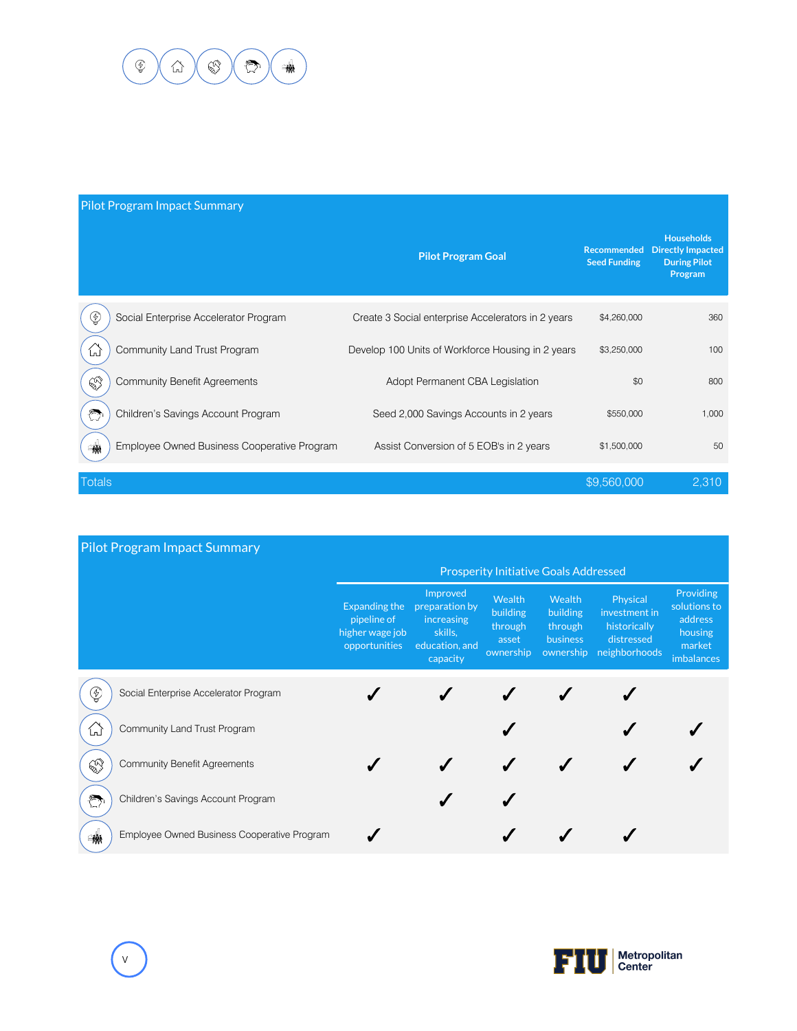## Pilot Program Impact Summary

| | Pilot Program Goal | Recommended Seed Funding | Households Directly Impacted During Pilot Program |
|---|---|---|---|
| Social Enterprise Accelerator Program | Create 3 Social enterprise Accelerators in 2 years | $4,260,000 | 360 |
| Community Land Trust Program | Develop 100 Units of Workforce Housing in 2 years | $3,250,000 | 100 |
| Community Benefit Agreements | Adopt Permanent CBA Legislation | $0 | 800 |
| Children's Savings Account Program | Seed 2,000 Savings Accounts in 2 years | $550,000 | 1,000 |
| Employee Owned Business Cooperative Program | Assist Conversion of 5 EOB's in 2 years | $1,500,000 | 50 |
| Totals | | $9,560,000 | 2,310 |

## Pilot Program Impact Summary

| | Prosperity Initiative Goals Addressed | | | | | |
|---|---|---|---|---|---|---|
| | Expanding the pipeline of higher wage job opportunities | Improved preparation by increasing skills, education, and capacity | Wealth building through asset ownership | Wealth building through business ownership | Physical investment in historically distressed neighborhoods | Providing solutions to address housing market imbalances |
| Social Enterprise Accelerator Program | ✓ | ✓ | ✓ | ✓ | ✓ | |
| Community Land Trust Program | | | ✓ | | ✓ | ✓ |
| Community Benefit Agreements | ✓ | ✓ | ✓ | ✓ | ✓ | ✓ |
| Children's Savings Account Program | | ✓ | ✓ | | | |
| Employee Owned Business Cooperative Program | ✓ | | ✓ | ✓ | ✓ | |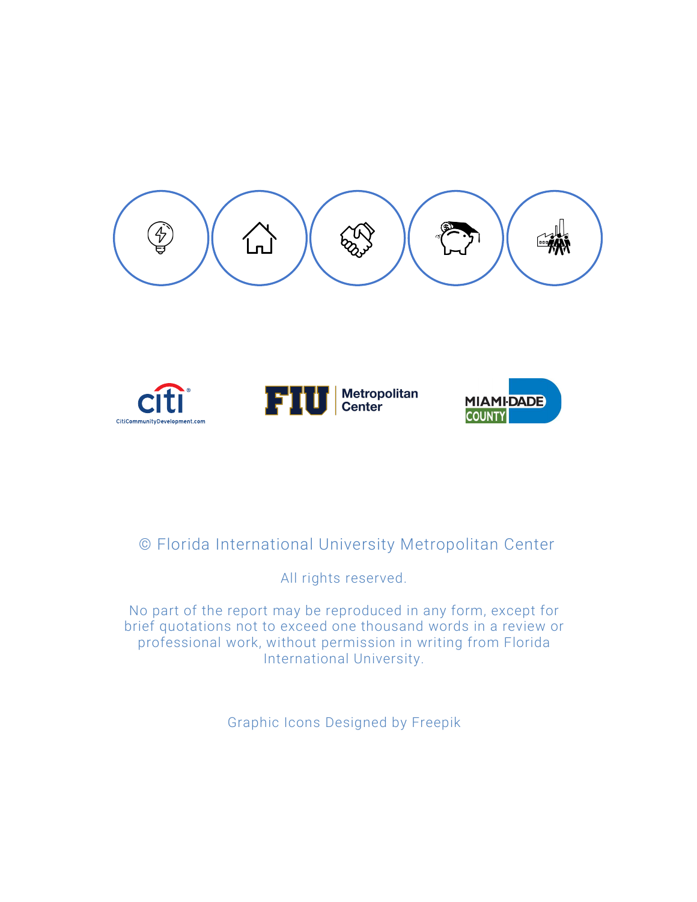© Florida International University Metropolitan Center

All rights reserved.

No part of the report may be reproduced in any form, except for brief quotations not to exceed one thousand words in a review or professional work, without permission in writing from Florida International University.

Graphic Icons Designed by Freepik